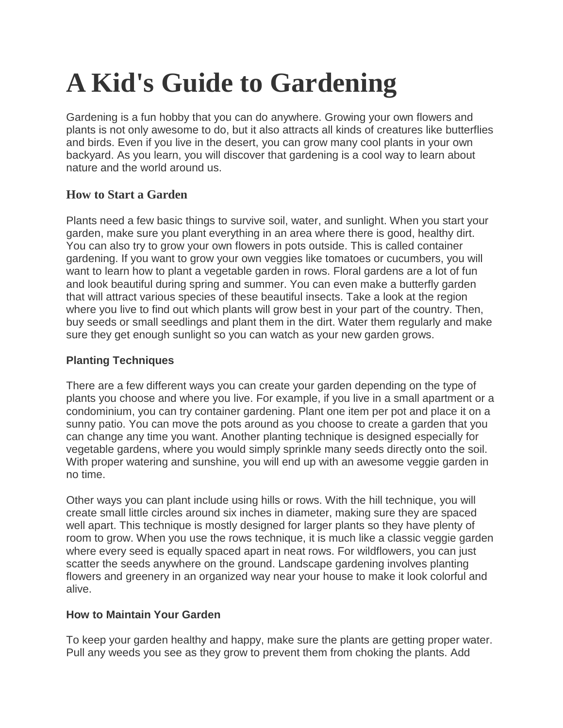# A Kid's Guide to Gardening

Gardening is a fun hobby that you can do anywhere. Growing your own flowers and plants is not only awesome to do, but it also attracts all kinds of creatures like butterflies and birds. Even if you live in the desert, you can grow many cool plants in your own backyard. As you learn, you will discover that gardening is a cool way to learn about nature and the world around us.

## How to Start a Garden

Plants need a few basic things to survive soil, water, and sunlight. When you start your garden, make sure you plant everything in an area where there is good, healthy dirt. You can also try to grow your own flowers in pots outside. This is called container gardening. If you want to grow your own veggies like tomatoes or cucumbers, you will want to learn how to plant a vegetable garden in rows. Floral gardens are a lot of fun and look beautiful during spring and summer. You can even make a butterfly garden that will attract various species of these beautiful insects. Take a look at the region where you live to find out which plants will grow best in your part of the country. Then, buy seeds or small seedlings and plant them in the dirt. Water them regularly and make sure they get enough sunlight so you can watch as your new garden grows.

### Planting Techniques

There are a few different ways you can create your garden depending on the type of plants you choose and where you live. For example, if you live in a small apartment or a condominium, you can try container gardening. Plant one item per pot and place it on a sunny patio. You can move the pots around as you choose to create a garden that you can change any time you want. Another planting technique is designed especially for vegetable gardens, where you would simply sprinkle many seeds directly onto the soil. With proper watering and sunshine, you will end up with an awesome veggie garden in no time.

Other ways you can plant include using hills or rows. With the hill technique, you will create small little circles around six inches in diameter, making sure they are spaced well apart. This technique is mostly designed for larger plants so they have plenty of room to grow. When you use the rows technique, it is much like a classic veggie garden where every seed is equally spaced apart in neat rows. For wildflowers, you can just scatter the seeds anywhere on the ground. Landscape gardening involves planting flowers and greenery in an organized way near your house to make it look colorful and alive.

### How to Maintain Your Garden

To keep your garden healthy and happy, make sure the plants are getting proper water. Pull any weeds you see as they grow to prevent them from choking the plants. Add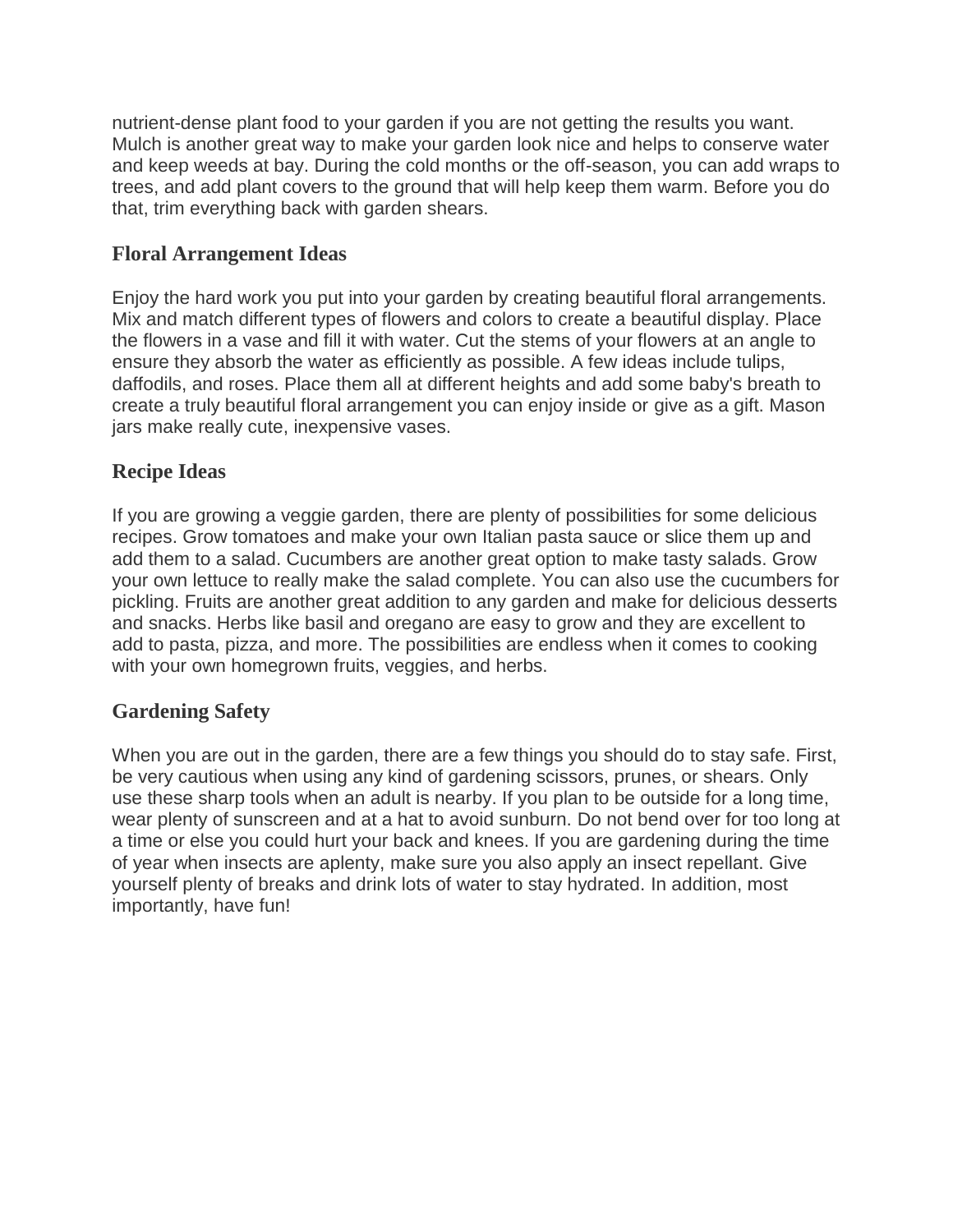nutrient-dense plant food to your garden if you are not getting the results you want. Mulch is another great way to make your garden look nice and helps to conserve water and keep weeds at bay. During the cold months or the off-season, you can add wraps to trees, and add plant covers to the ground that will help keep them warm. Before you do that, trim everything back with garden shears.

### Floral Arrangement Ideas

Enjoy the hard work you put into your garden by creating beautiful floral arrangements. Mix and match different types of flowers and colors to create a beautiful display. Place the flowers in a vase and fill it with water. Cut the stems of your flowers at an angle to ensure they absorb the water as efficiently as possible. A few ideas include tulips, daffodils, and roses. Place them all at different heights and add some baby's breath to create a truly beautiful floral arrangement you can enjoy inside or give as a gift. Mason jars make really cute, inexpensive vases.

### Recipe Ideas

If you are growing a veggie garden, there are plenty of possibilities for some delicious recipes. Grow tomatoes and make your own Italian pasta sauce or slice them up and add them to a salad. Cucumbers are another great option to make tasty salads. Grow your own lettuce to really make the salad complete. You can also use the cucumbers for pickling. Fruits are another great addition to any garden and make for delicious desserts and snacks. Herbs like basil and oregano are easy to grow and they are excellent to add to pasta, pizza, and more. The possibilities are endless when it comes to cooking with your own homegrown fruits, veggies, and herbs.

### Gardening Safety

When you are out in the garden, there are a few things you should do to stay safe. First, be very cautious when using any kind of gardening scissors, prunes, or shears. Only use these sharp tools when an adult is nearby. If you plan to be outside for a long time, wear plenty of sunscreen and at a hat to avoid sunburn. Do not bend over for too long at a time or else you could hurt your back and knees. If you are gardening during the time of year when insects are aplenty, make sure you also apply an insect repellant. Give yourself plenty of breaks and drink lots of water to stay hydrated. In addition, most importantly, have fun!